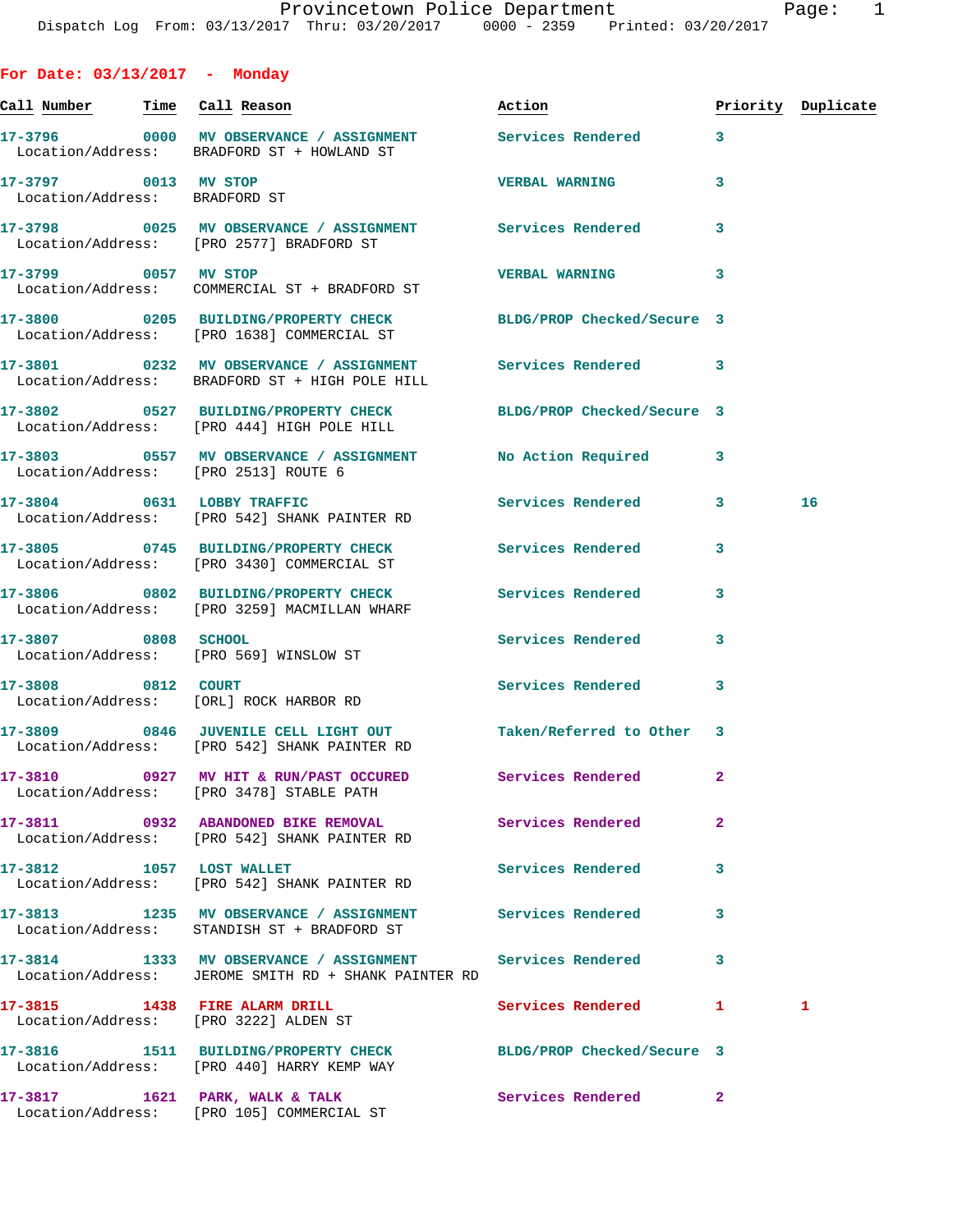# For Date: 03/13/2017 - Monday

| Call Number | Time | Call Reason | Action | Priority | Duplicate |
|---|---|---|---|---|---|
| 17-3796<br>Location/Address: BRADFORD ST + HOWLAND ST | 0000 | MV OBSERVANCE / ASSIGNMENT | Services Rendered | 3 | |
| 17-3797<br>Location/Address: BRADFORD ST | 0013 | MV STOP | VERBAL WARNING | 3 | |
| 17-3798<br>Location/Address: [PRO 2577] BRADFORD ST | 0025 | MV OBSERVANCE / ASSIGNMENT | Services Rendered | 3 | |
| 17-3799<br>Location/Address: COMMERCIAL ST + BRADFORD ST | 0057 | MV STOP | VERBAL WARNING | 3 | |
| 17-3800<br>Location/Address: [PRO 1638] COMMERCIAL ST | 0205 | BUILDING/PROPERTY CHECK | BLDG/PROP Checked/Secure | 3 | |
| 17-3801<br>Location/Address: BRADFORD ST + HIGH POLE HILL | 0232 | MV OBSERVANCE / ASSIGNMENT | Services Rendered | 3 | |
| 17-3802<br>Location/Address: [PRO 444] HIGH POLE HILL | 0527 | BUILDING/PROPERTY CHECK | BLDG/PROP Checked/Secure | 3 | |
| 17-3803<br>Location/Address: [PRO 2513] ROUTE 6 | 0557 | MV OBSERVANCE / ASSIGNMENT | No Action Required | 3 | |
| 17-3804<br>Location/Address: [PRO 542] SHANK PAINTER RD | 0631 | LOBBY TRAFFIC | Services Rendered | 3 | 16 |
| 17-3805<br>Location/Address: [PRO 3430] COMMERCIAL ST | 0745 | BUILDING/PROPERTY CHECK | Services Rendered | 3 | |
| 17-3806<br>Location/Address: [PRO 3259] MACMILLAN WHARF | 0802 | BUILDING/PROPERTY CHECK | Services Rendered | 3 | |
| 17-3807<br>Location/Address: [PRO 569] WINSLOW ST | 0808 | SCHOOL | Services Rendered | 3 | |
| 17-3808<br>Location/Address: [ORL] ROCK HARBOR RD | 0812 | COURT | Services Rendered | 3 | |
| 17-3809<br>Location/Address: [PRO 542] SHANK PAINTER RD | 0846 | JUVENILE CELL LIGHT OUT | Taken/Referred to Other | 3 | |
| 17-3810<br>Location/Address: [PRO 3478] STABLE PATH | 0927 | MV HIT & RUN/PAST OCCURED | Services Rendered | 2 | |
| 17-3811<br>Location/Address: [PRO 542] SHANK PAINTER RD | 0932 | ABANDONED BIKE REMOVAL | Services Rendered | 2 | |
| 17-3812<br>Location/Address: [PRO 542] SHANK PAINTER RD | 1057 | LOST WALLET | Services Rendered | 3 | |
| 17-3813<br>Location/Address: STANDISH ST + BRADFORD ST | 1235 | MV OBSERVANCE / ASSIGNMENT | Services Rendered | 3 | |
| 17-3814<br>Location/Address: JEROME SMITH RD + SHANK PAINTER RD | 1333 | MV OBSERVANCE / ASSIGNMENT | Services Rendered | 3 | |
| 17-3815<br>Location/Address: [PRO 3222] ALDEN ST | 1438 | FIRE ALARM DRILL | Services Rendered | 1 | 1 |
| 17-3816<br>Location/Address: [PRO 440] HARRY KEMP WAY | 1511 | BUILDING/PROPERTY CHECK | BLDG/PROP Checked/Secure | 3 | |
| 17-3817<br>Location/Address: [PRO 105] COMMERCIAL ST | 1621 | PARK, WALK & TALK | Services Rendered | 2 | |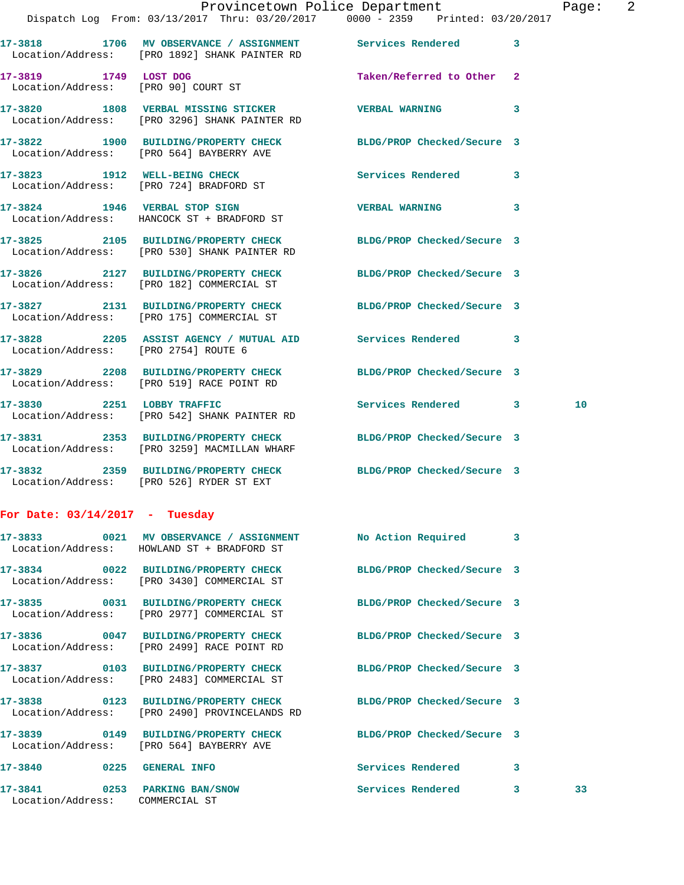| Call Number | Time | Call Reason | Action | Priority | |
|---|---|---|---|---|---|
| 17-3818 | 1706 | MV OBSERVANCE / ASSIGNMENT | Services Rendered | 3 | |
| Location/Address: | | [PRO 1892] SHANK PAINTER RD | | | |
| 17-3819 | 1749 | LOST DOG | Taken/Referred to Other | 2 | |
| Location/Address: | | [PRO 90] COURT ST | | | |
| 17-3820 | 1808 | VERBAL MISSING STICKER | VERBAL WARNING | 3 | |
| Location/Address: | | [PRO 3296] SHANK PAINTER RD | | | |
| 17-3822 | 1900 | BUILDING/PROPERTY CHECK | BLDG/PROP Checked/Secure | 3 | |
| Location/Address: | | [PRO 564] BAYBERRY AVE | | | |
| 17-3823 | 1912 | WELL-BEING CHECK | Services Rendered | 3 | |
| Location/Address: | | [PRO 724] BRADFORD ST | | | |
| 17-3824 | 1946 | VERBAL STOP SIGN | VERBAL WARNING | 3 | |
| Location/Address: | | HANCOCK ST + BRADFORD ST | | | |
| 17-3825 | 2105 | BUILDING/PROPERTY CHECK | BLDG/PROP Checked/Secure | 3 | |
| Location/Address: | | [PRO 530] SHANK PAINTER RD | | | |
| 17-3826 | 2127 | BUILDING/PROPERTY CHECK | BLDG/PROP Checked/Secure | 3 | |
| Location/Address: | | [PRO 182] COMMERCIAL ST | | | |
| 17-3827 | 2131 | BUILDING/PROPERTY CHECK | BLDG/PROP Checked/Secure | 3 | |
| Location/Address: | | [PRO 175] COMMERCIAL ST | | | |
| 17-3828 | 2205 | ASSIST AGENCY / MUTUAL AID | Services Rendered | 3 | |
| Location/Address: | | [PRO 2754] ROUTE 6 | | | |
| 17-3829 | 2208 | BUILDING/PROPERTY CHECK | BLDG/PROP Checked/Secure | 3 | |
| Location/Address: | | [PRO 519] RACE POINT RD | | | |
| 17-3830 | 2251 | LOBBY TRAFFIC | Services Rendered | 3 | 10 |
| Location/Address: | | [PRO 542] SHANK PAINTER RD | | | |
| 17-3831 | 2353 | BUILDING/PROPERTY CHECK | BLDG/PROP Checked/Secure | 3 | |
| Location/Address: | | [PRO 3259] MACMILLAN WHARF | | | |
| 17-3832 | 2359 | BUILDING/PROPERTY CHECK | BLDG/PROP Checked/Secure | 3 | |
| Location/Address: | | [PRO 526] RYDER ST EXT | | | |

**For Date: 03/14/2017 - Tuesday**

| Call Number | Time | Call Reason | Action | Priority | |
|---|---|---|---|---|---|
| 17-3833 | 0021 | MV OBSERVANCE / ASSIGNMENT | No Action Required | 3 | |
| Location/Address: | | HOWLAND ST + BRADFORD ST | | | |
| 17-3834 | 0022 | BUILDING/PROPERTY CHECK | BLDG/PROP Checked/Secure | 3 | |
| Location/Address: | | [PRO 3430] COMMERCIAL ST | | | |
| 17-3835 | 0031 | BUILDING/PROPERTY CHECK | BLDG/PROP Checked/Secure | 3 | |
| Location/Address: | | [PRO 2977] COMMERCIAL ST | | | |
| 17-3836 | 0047 | BUILDING/PROPERTY CHECK | BLDG/PROP Checked/Secure | 3 | |
| Location/Address: | | [PRO 2499] RACE POINT RD | | | |
| 17-3837 | 0103 | BUILDING/PROPERTY CHECK | BLDG/PROP Checked/Secure | 3 | |
| Location/Address: | | [PRO 2483] COMMERCIAL ST | | | |
| 17-3838 | 0123 | BUILDING/PROPERTY CHECK | BLDG/PROP Checked/Secure | 3 | |
| Location/Address: | | [PRO 2490] PROVINCELANDS RD | | | |
| 17-3839 | 0149 | BUILDING/PROPERTY CHECK | BLDG/PROP Checked/Secure | 3 | |
| Location/Address: | | [PRO 564] BAYBERRY AVE | | | |
| 17-3840 | 0225 | GENERAL INFO | Services Rendered | 3 | |
| 17-3841 | 0253 | PARKING BAN/SNOW | Services Rendered | 3 | 33 |
| Location/Address: | | COMMERCIAL ST | | | |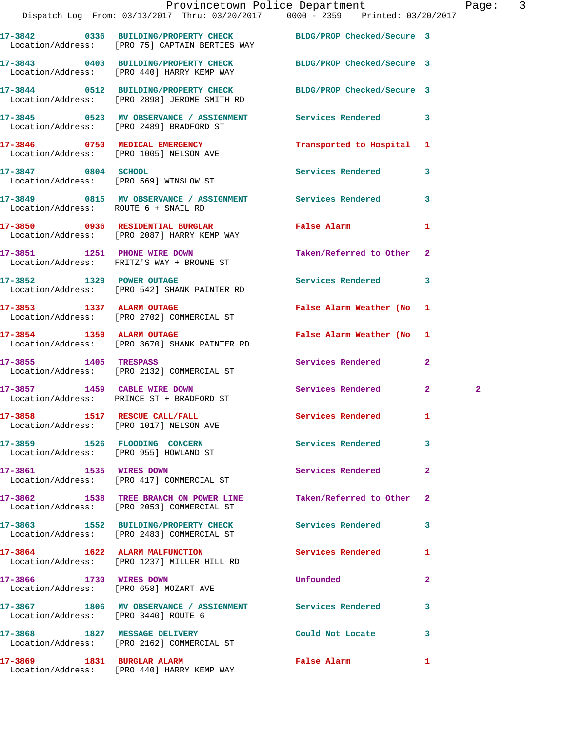| Call Number | Time | Call Reason | Action | Priority | |
|---|---|---|---|---|---|
| 17-3842 | 0336 | BUILDING/PROPERTY CHECK | BLDG/PROP Checked/Secure | 3 | |
| Location/Address: | | [PRO 75] CAPTAIN BERTIES WAY | | | |
| 17-3843 | 0403 | BUILDING/PROPERTY CHECK | BLDG/PROP Checked/Secure | 3 | |
| Location/Address: | | [PRO 440] HARRY KEMP WAY | | | |
| 17-3844 | 0512 | BUILDING/PROPERTY CHECK | BLDG/PROP Checked/Secure | 3 | |
| Location/Address: | | [PRO 2898] JEROME SMITH RD | | | |
| 17-3845 | 0523 | MV OBSERVANCE / ASSIGNMENT | Services Rendered | 3 | |
| Location/Address: | | [PRO 2489] BRADFORD ST | | | |
| 17-3846 | 0750 | MEDICAL EMERGENCY | Transported to Hospital | 1 | |
| Location/Address: | | [PRO 1005] NELSON AVE | | | |
| 17-3847 | 0804 | SCHOOL | Services Rendered | 3 | |
| Location/Address: | | [PRO 569] WINSLOW ST | | | |
| 17-3849 | 0815 | MV OBSERVANCE / ASSIGNMENT | Services Rendered | 3 | |
| Location/Address: | | ROUTE 6 + SNAIL RD | | | |
| 17-3850 | 0936 | RESIDENTIAL BURGLAR | False Alarm | 1 | |
| Location/Address: | | [PRO 2087] HARRY KEMP WAY | | | |
| 17-3851 | 1251 | PHONE WIRE DOWN | Taken/Referred to Other | 2 | |
| Location/Address: | | FRITZ'S WAY + BROWNE ST | | | |
| 17-3852 | 1329 | POWER OUTAGE | Services Rendered | 3 | |
| Location/Address: | | [PRO 542] SHANK PAINTER RD | | | |
| 17-3853 | 1337 | ALARM OUTAGE | False Alarm Weather (No | 1 | |
| Location/Address: | | [PRO 2702] COMMERCIAL ST | | | |
| 17-3854 | 1359 | ALARM OUTAGE | False Alarm Weather (No | 1 | |
| Location/Address: | | [PRO 3670] SHANK PAINTER RD | | | |
| 17-3855 | 1405 | TRESPASS | Services Rendered | 2 | |
| Location/Address: | | [PRO 2132] COMMERCIAL ST | | | |
| 17-3857 | 1459 | CABLE WIRE DOWN | Services Rendered | 2 | 2 |
| Location/Address: | | PRINCE ST + BRADFORD ST | | | |
| 17-3858 | 1517 | RESCUE CALL/FALL | Services Rendered | 1 | |
| Location/Address: | | [PRO 1017] NELSON AVE | | | |
| 17-3859 | 1526 | FLOODING CONCERN | Services Rendered | 3 | |
| Location/Address: | | [PRO 955] HOWLAND ST | | | |
| 17-3861 | 1535 | WIRES DOWN | Services Rendered | 2 | |
| Location/Address: | | [PRO 417] COMMERCIAL ST | | | |
| 17-3862 | 1538 | TREE BRANCH ON POWER LINE | Taken/Referred to Other | 2 | |
| Location/Address: | | [PRO 2053] COMMERCIAL ST | | | |
| 17-3863 | 1552 | BUILDING/PROPERTY CHECK | Services Rendered | 3 | |
| Location/Address: | | [PRO 2483] COMMERCIAL ST | | | |
| 17-3864 | 1622 | ALARM MALFUNCTION | Services Rendered | 1 | |
| Location/Address: | | [PRO 1237] MILLER HILL RD | | | |
| 17-3866 | 1730 | WIRES DOWN | Unfounded | 2 | |
| Location/Address: | | [PRO 658] MOZART AVE | | | |
| 17-3867 | 1806 | MV OBSERVANCE / ASSIGNMENT | Services Rendered | 3 | |
| Location/Address: | | [PRO 3440] ROUTE 6 | | | |
| 17-3868 | 1827 | MESSAGE DELIVERY | Could Not Locate | 3 | |
| Location/Address: | | [PRO 2162] COMMERCIAL ST | | | |
| 17-3869 | 1831 | BURGLAR ALARM | False Alarm | 1 | |
| Location/Address: | | [PRO 440] HARRY KEMP WAY | | | |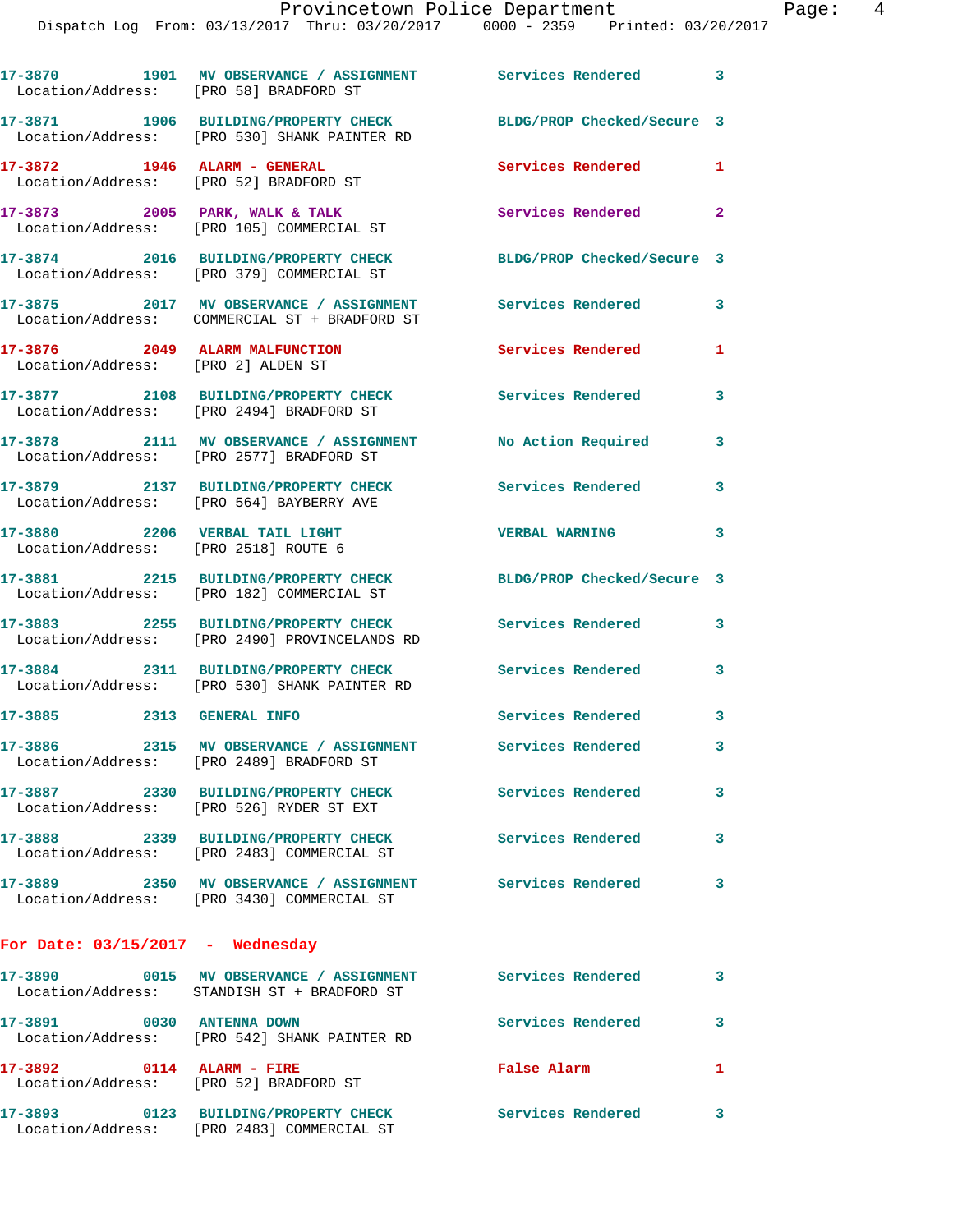17-3870 1901 MV OBSERVANCE / ASSIGNMENT Services Rendered 3
Location/Address: [PRO 58] BRADFORD ST

17-3871 1906 BUILDING/PROPERTY CHECK BLDG/PROP Checked/Secure 3
Location/Address: [PRO 530] SHANK PAINTER RD

17-3872 1946 ALARM - GENERAL Services Rendered 1
Location/Address: [PRO 52] BRADFORD ST

17-3873 2005 PARK, WALK & TALK Services Rendered 2
Location/Address: [PRO 105] COMMERCIAL ST

17-3874 2016 BUILDING/PROPERTY CHECK BLDG/PROP Checked/Secure 3
Location/Address: [PRO 379] COMMERCIAL ST

17-3875 2017 MV OBSERVANCE / ASSIGNMENT Services Rendered 3
Location/Address: COMMERCIAL ST + BRADFORD ST

17-3876 2049 ALARM MALFUNCTION Services Rendered 1
Location/Address: [PRO 2] ALDEN ST

17-3877 2108 BUILDING/PROPERTY CHECK Services Rendered 3
Location/Address: [PRO 2494] BRADFORD ST

17-3878 2111 MV OBSERVANCE / ASSIGNMENT No Action Required 3
Location/Address: [PRO 2577] BRADFORD ST

17-3879 2137 BUILDING/PROPERTY CHECK Services Rendered 3
Location/Address: [PRO 564] BAYBERRY AVE

17-3880 2206 VERBAL TAIL LIGHT VERBAL WARNING 3
Location/Address: [PRO 2518] ROUTE 6

17-3881 2215 BUILDING/PROPERTY CHECK BLDG/PROP Checked/Secure 3
Location/Address: [PRO 182] COMMERCIAL ST

17-3883 2255 BUILDING/PROPERTY CHECK Services Rendered 3
Location/Address: [PRO 2490] PROVINCELANDS RD

17-3884 2311 BUILDING/PROPERTY CHECK Services Rendered 3
Location/Address: [PRO 530] SHANK PAINTER RD

17-3885 2313 GENERAL INFO Services Rendered 3

17-3886 2315 MV OBSERVANCE / ASSIGNMENT Services Rendered 3
Location/Address: [PRO 2489] BRADFORD ST

17-3887 2330 BUILDING/PROPERTY CHECK Services Rendered 3
Location/Address: [PRO 526] RYDER ST EXT

17-3888 2339 BUILDING/PROPERTY CHECK Services Rendered 3
Location/Address: [PRO 2483] COMMERCIAL ST

17-3889 2350 MV OBSERVANCE / ASSIGNMENT Services Rendered 3
Location/Address: [PRO 3430] COMMERCIAL ST

## For Date: 03/15/2017 - Wednesday

17-3890 0015 MV OBSERVANCE / ASSIGNMENT Services Rendered 3
Location/Address: STANDISH ST + BRADFORD ST

17-3891 0030 ANTENNA DOWN Services Rendered 3
Location/Address: [PRO 542] SHANK PAINTER RD

17-3892 0114 ALARM - FIRE False Alarm 1
Location/Address: [PRO 52] BRADFORD ST

17-3893 0123 BUILDING/PROPERTY CHECK Services Rendered 3
Location/Address: [PRO 2483] COMMERCIAL ST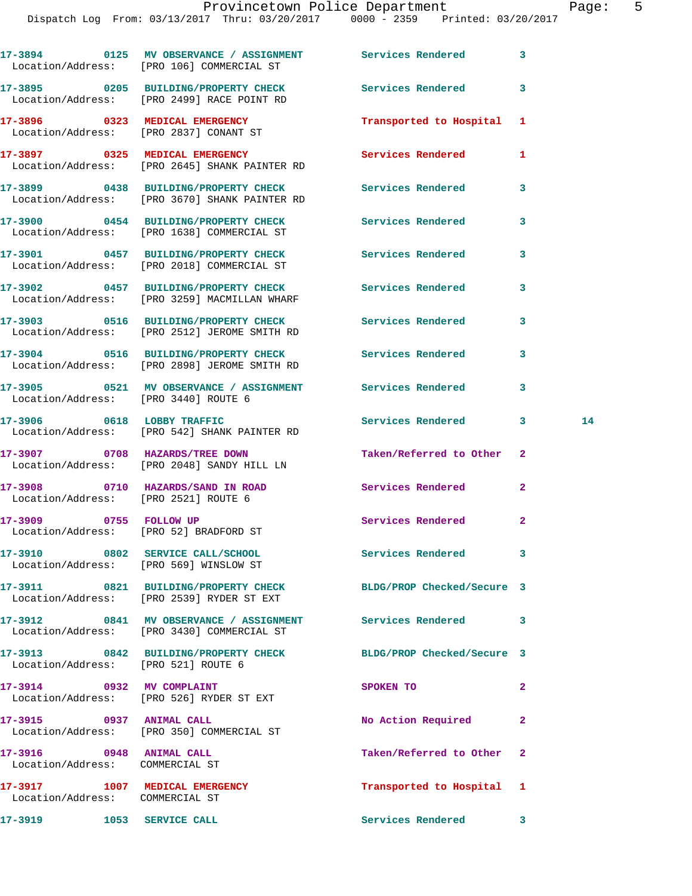17-3894 0125 MV OBSERVANCE / ASSIGNMENT Services Rendered 3
Location/Address: [PRO 106] COMMERCIAL ST

17-3895 0205 BUILDING/PROPERTY CHECK Services Rendered 3
Location/Address: [PRO 2499] RACE POINT RD

17-3896 0323 MEDICAL EMERGENCY Transported to Hospital 1
Location/Address: [PRO 2837] CONANT ST

17-3897 0325 MEDICAL EMERGENCY Services Rendered 1
Location/Address: [PRO 2645] SHANK PAINTER RD

17-3899 0438 BUILDING/PROPERTY CHECK Services Rendered 3
Location/Address: [PRO 3670] SHANK PAINTER RD

17-3900 0454 BUILDING/PROPERTY CHECK Services Rendered 3
Location/Address: [PRO 1638] COMMERCIAL ST

17-3901 0457 BUILDING/PROPERTY CHECK Services Rendered 3
Location/Address: [PRO 2018] COMMERCIAL ST

17-3902 0457 BUILDING/PROPERTY CHECK Services Rendered 3
Location/Address: [PRO 3259] MACMILLAN WHARF

17-3903 0516 BUILDING/PROPERTY CHECK Services Rendered 3
Location/Address: [PRO 2512] JEROME SMITH RD

17-3904 0516 BUILDING/PROPERTY CHECK Services Rendered 3
Location/Address: [PRO 2898] JEROME SMITH RD

17-3905 0521 MV OBSERVANCE / ASSIGNMENT Services Rendered 3
Location/Address: [PRO 3440] ROUTE 6

17-3906 0618 LOBBY TRAFFIC Services Rendered 3 14
Location/Address: [PRO 542] SHANK PAINTER RD

17-3907 0708 HAZARDS/TREE DOWN Taken/Referred to Other 2
Location/Address: [PRO 2048] SANDY HILL LN

17-3908 0710 HAZARDS/SAND IN ROAD Services Rendered 2
Location/Address: [PRO 2521] ROUTE 6

17-3909 0755 FOLLOW UP Services Rendered 2
Location/Address: [PRO 52] BRADFORD ST

17-3910 0802 SERVICE CALL/SCHOOL Services Rendered 3
Location/Address: [PRO 569] WINSLOW ST

17-3911 0821 BUILDING/PROPERTY CHECK BLDG/PROP Checked/Secure 3
Location/Address: [PRO 2539] RYDER ST EXT

17-3912 0841 MV OBSERVANCE / ASSIGNMENT Services Rendered 3
Location/Address: [PRO 3430] COMMERCIAL ST

17-3913 0842 BUILDING/PROPERTY CHECK BLDG/PROP Checked/Secure 3
Location/Address: [PRO 521] ROUTE 6

17-3914 0932 MV COMPLAINT SPOKEN TO 2
Location/Address: [PRO 526] RYDER ST EXT

17-3915 0937 ANIMAL CALL No Action Required 2
Location/Address: [PRO 350] COMMERCIAL ST

17-3916 0948 ANIMAL CALL Taken/Referred to Other 2
Location/Address: COMMERCIAL ST

17-3917 1007 MEDICAL EMERGENCY Transported to Hospital 1
Location/Address: COMMERCIAL ST

17-3919 1053 SERVICE CALL Services Rendered 3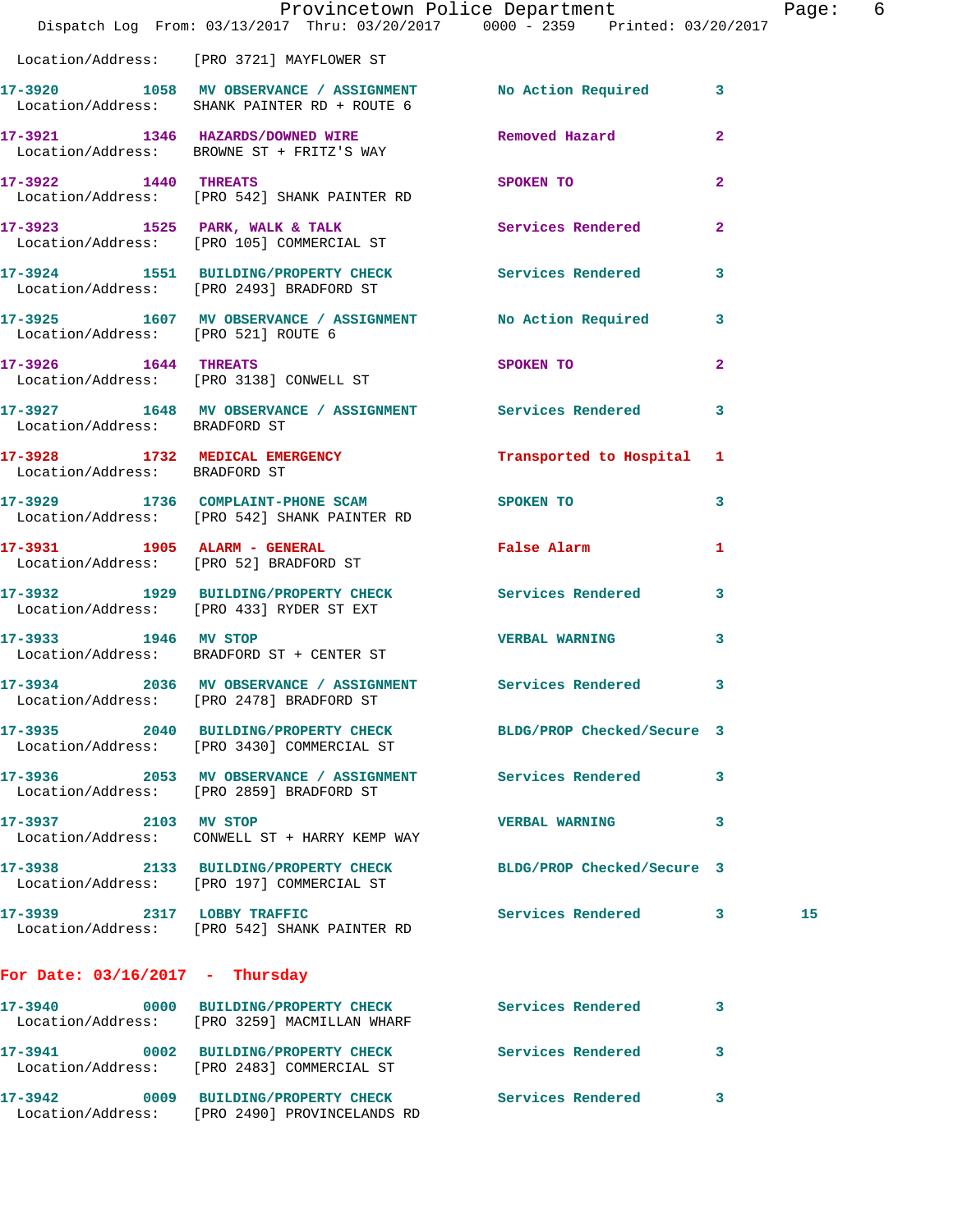Location/Address: [PRO 3721] MAYFLOWER ST

| Call # | Time | Call Type | Action | Priority | |
|---|---|---|---|---|---|
| 17-3920 | 1058 | MV OBSERVANCE / ASSIGNMENT | No Action Required | 3 | |
| | | Location/Address: SHANK PAINTER RD + ROUTE 6 | | | |
| 17-3921 | 1346 | HAZARDS/DOWNED WIRE | Removed Hazard | 2 | |
| | | Location/Address: BROWNE ST + FRITZ'S WAY | | | |
| 17-3922 | 1440 | THREATS | SPOKEN TO | 2 | |
| | | Location/Address: [PRO 542] SHANK PAINTER RD | | | |
| 17-3923 | 1525 | PARK, WALK & TALK | Services Rendered | 2 | |
| | | Location/Address: [PRO 105] COMMERCIAL ST | | | |
| 17-3924 | 1551 | BUILDING/PROPERTY CHECK | Services Rendered | 3 | |
| | | Location/Address: [PRO 2493] BRADFORD ST | | | |
| 17-3925 | 1607 | MV OBSERVANCE / ASSIGNMENT | No Action Required | 3 | |
| | | Location/Address: [PRO 521] ROUTE 6 | | | |
| 17-3926 | 1644 | THREATS | SPOKEN TO | 2 | |
| | | Location/Address: [PRO 3138] CONWELL ST | | | |
| 17-3927 | 1648 | MV OBSERVANCE / ASSIGNMENT | Services Rendered | 3 | |
| | | Location/Address: BRADFORD ST | | | |
| 17-3928 | 1732 | MEDICAL EMERGENCY | Transported to Hospital | 1 | |
| | | Location/Address: BRADFORD ST | | | |
| 17-3929 | 1736 | COMPLAINT-PHONE SCAM | SPOKEN TO | 3 | |
| | | Location/Address: [PRO 542] SHANK PAINTER RD | | | |
| 17-3931 | 1905 | ALARM - GENERAL | False Alarm | 1 | |
| | | Location/Address: [PRO 52] BRADFORD ST | | | |
| 17-3932 | 1929 | BUILDING/PROPERTY CHECK | Services Rendered | 3 | |
| | | Location/Address: [PRO 433] RYDER ST EXT | | | |
| 17-3933 | 1946 | MV STOP | VERBAL WARNING | 3 | |
| | | Location/Address: BRADFORD ST + CENTER ST | | | |
| 17-3934 | 2036 | MV OBSERVANCE / ASSIGNMENT | Services Rendered | 3 | |
| | | Location/Address: [PRO 2478] BRADFORD ST | | | |
| 17-3935 | 2040 | BUILDING/PROPERTY CHECK | BLDG/PROP Checked/Secure | 3 | |
| | | Location/Address: [PRO 3430] COMMERCIAL ST | | | |
| 17-3936 | 2053 | MV OBSERVANCE / ASSIGNMENT | Services Rendered | 3 | |
| | | Location/Address: [PRO 2859] BRADFORD ST | | | |
| 17-3937 | 2103 | MV STOP | VERBAL WARNING | 3 | |
| | | Location/Address: CONWELL ST + HARRY KEMP WAY | | | |
| 17-3938 | 2133 | BUILDING/PROPERTY CHECK | BLDG/PROP Checked/Secure | 3 | |
| | | Location/Address: [PRO 197] COMMERCIAL ST | | | |
| 17-3939 | 2317 | LOBBY TRAFFIC | Services Rendered | 3 | 15 |
| | | Location/Address: [PRO 542] SHANK PAINTER RD | | | |

## For Date: 03/16/2017 - Thursday

| Call # | Time | Call Type | Action | Priority |
|---|---|---|---|---|
| 17-3940 | 0000 | BUILDING/PROPERTY CHECK | Services Rendered | 3 |
| | | Location/Address: [PRO 3259] MACMILLAN WHARF | | |
| 17-3941 | 0002 | BUILDING/PROPERTY CHECK | Services Rendered | 3 |
| | | Location/Address: [PRO 2483] COMMERCIAL ST | | |
| 17-3942 | 0009 | BUILDING/PROPERTY CHECK | Services Rendered | 3 |
| | | Location/Address: [PRO 2490] PROVINCELANDS RD | | |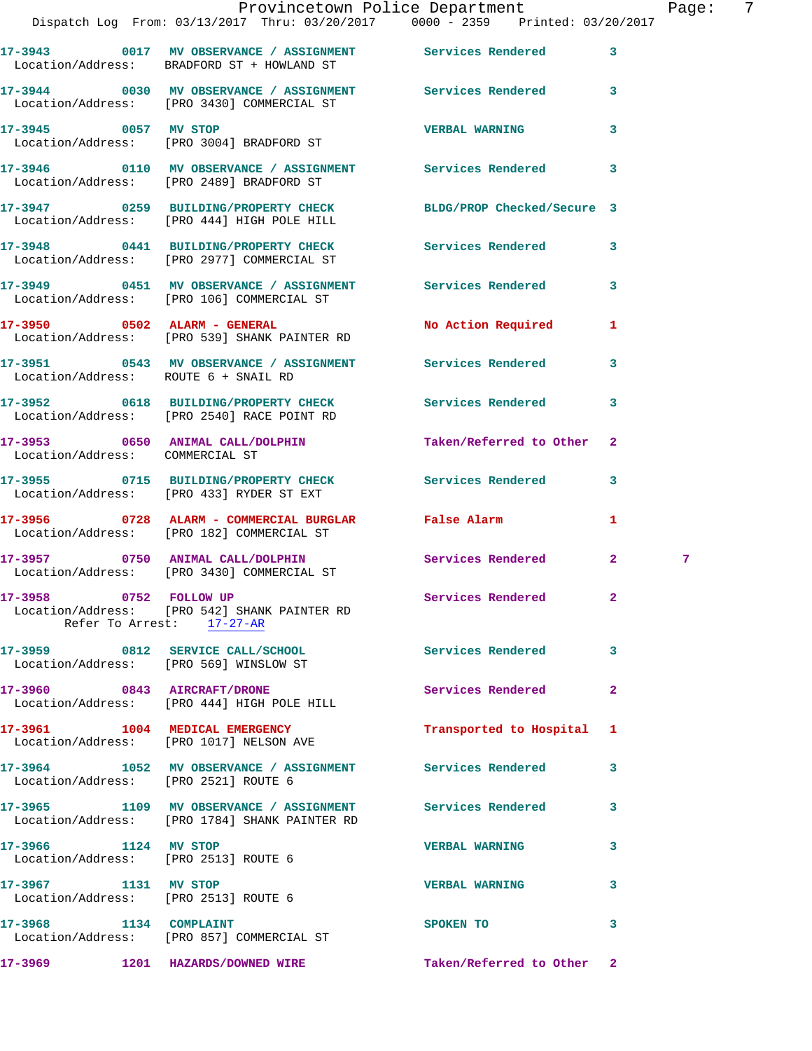17-3943 0017 MV OBSERVANCE / ASSIGNMENT Services Rendered 3
Location/Address: BRADFORD ST + HOWLAND ST

17-3944 0030 MV OBSERVANCE / ASSIGNMENT Services Rendered 3
Location/Address: [PRO 3430] COMMERCIAL ST

17-3945 0057 MV STOP VERBAL WARNING 3
Location/Address: [PRO 3004] BRADFORD ST

17-3946 0110 MV OBSERVANCE / ASSIGNMENT Services Rendered 3
Location/Address: [PRO 2489] BRADFORD ST

17-3947 0259 BUILDING/PROPERTY CHECK BLDG/PROP Checked/Secure 3
Location/Address: [PRO 444] HIGH POLE HILL

17-3948 0441 BUILDING/PROPERTY CHECK Services Rendered 3
Location/Address: [PRO 2977] COMMERCIAL ST

17-3949 0451 MV OBSERVANCE / ASSIGNMENT Services Rendered 3
Location/Address: [PRO 106] COMMERCIAL ST

17-3950 0502 ALARM - GENERAL No Action Required 1
Location/Address: [PRO 539] SHANK PAINTER RD

17-3951 0543 MV OBSERVANCE / ASSIGNMENT Services Rendered 3
Location/Address: ROUTE 6 + SNAIL RD

17-3952 0618 BUILDING/PROPERTY CHECK Services Rendered 3
Location/Address: [PRO 2540] RACE POINT RD

17-3953 0650 ANIMAL CALL/DOLPHIN Taken/Referred to Other 2
Location/Address: COMMERCIAL ST

17-3955 0715 BUILDING/PROPERTY CHECK Services Rendered 3
Location/Address: [PRO 433] RYDER ST EXT

17-3956 0728 ALARM - COMMERCIAL BURGLAR False Alarm 1
Location/Address: [PRO 182] COMMERCIAL ST

17-3957 0750 ANIMAL CALL/DOLPHIN Services Rendered 2 7
Location/Address: [PRO 3430] COMMERCIAL ST

17-3958 0752 FOLLOW UP Services Rendered 2
Location/Address: [PRO 542] SHANK PAINTER RD
Refer To Arrest: 17-27-AR

17-3959 0812 SERVICE CALL/SCHOOL Services Rendered 3
Location/Address: [PRO 569] WINSLOW ST

17-3960 0843 AIRCRAFT/DRONE Services Rendered 2
Location/Address: [PRO 444] HIGH POLE HILL

17-3961 1004 MEDICAL EMERGENCY Transported to Hospital 1
Location/Address: [PRO 1017] NELSON AVE

17-3964 1052 MV OBSERVANCE / ASSIGNMENT Services Rendered 3
Location/Address: [PRO 2521] ROUTE 6

17-3965 1109 MV OBSERVANCE / ASSIGNMENT Services Rendered 3
Location/Address: [PRO 1784] SHANK PAINTER RD

17-3966 1124 MV STOP VERBAL WARNING 3
Location/Address: [PRO 2513] ROUTE 6

17-3967 1131 MV STOP VERBAL WARNING 3
Location/Address: [PRO 2513] ROUTE 6

17-3968 1134 COMPLAINT SPOKEN TO 3
Location/Address: [PRO 857] COMMERCIAL ST

17-3969 1201 HAZARDS/DOWNED WIRE Taken/Referred to Other 2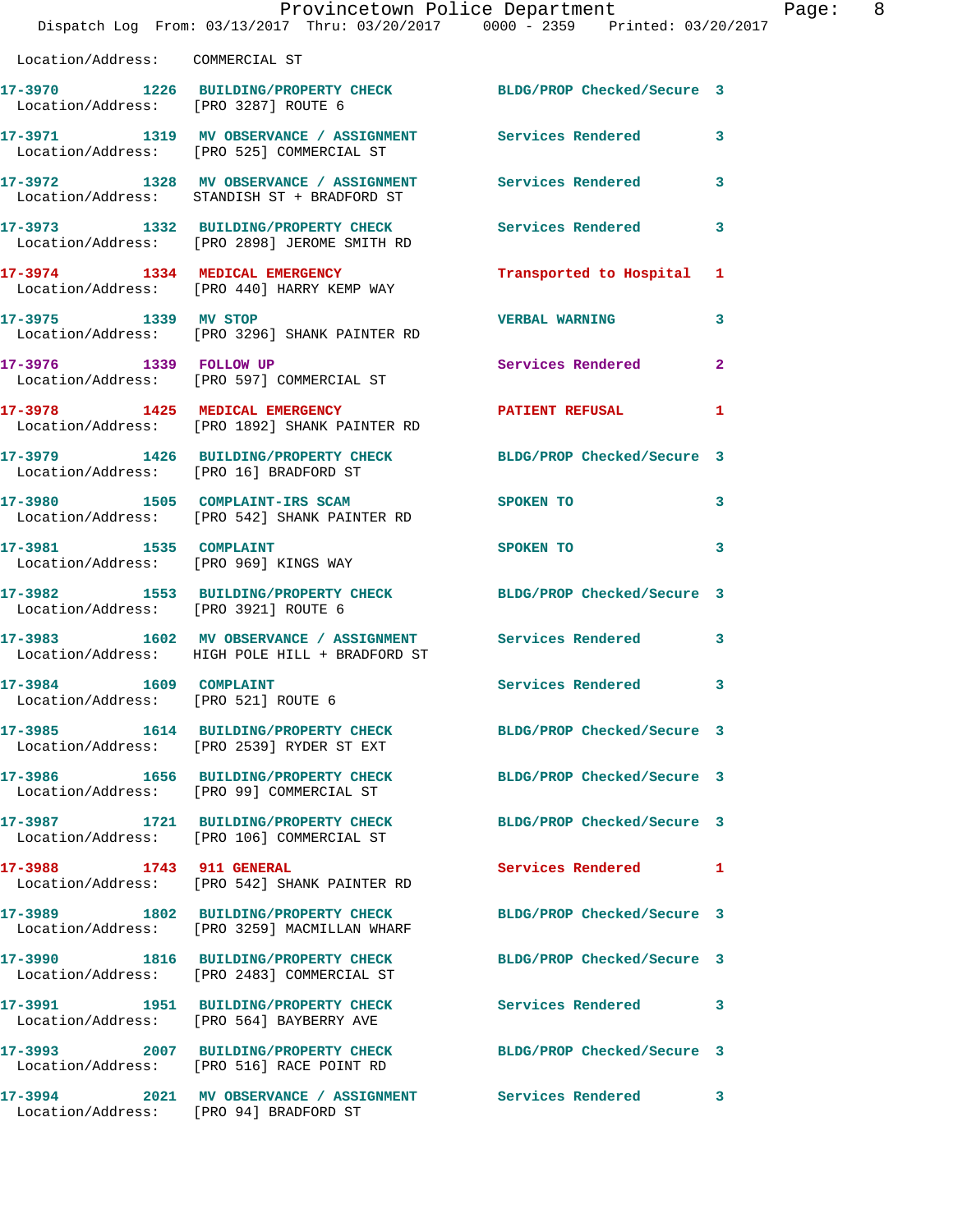Location/Address: COMMERCIAL ST

| Call # | Time | Call Type | Action | Priority |
|---|---|---|---|---|
| 17-3970 | 1226 | BUILDING/PROPERTY CHECK | BLDG/PROP Checked/Secure | 3 |
| | | Location/Address: [PRO 3287] ROUTE 6 | | |
| 17-3971 | 1319 | MV OBSERVANCE / ASSIGNMENT | Services Rendered | 3 |
| | | Location/Address: [PRO 525] COMMERCIAL ST | | |
| 17-3972 | 1328 | MV OBSERVANCE / ASSIGNMENT | Services Rendered | 3 |
| | | Location/Address: STANDISH ST + BRADFORD ST | | |
| 17-3973 | 1332 | BUILDING/PROPERTY CHECK | Services Rendered | 3 |
| | | Location/Address: [PRO 2898] JEROME SMITH RD | | |
| 17-3974 | 1334 | MEDICAL EMERGENCY | Transported to Hospital | 1 |
| | | Location/Address: [PRO 440] HARRY KEMP WAY | | |
| 17-3975 | 1339 | MV STOP | VERBAL WARNING | 3 |
| | | Location/Address: [PRO 3296] SHANK PAINTER RD | | |
| 17-3976 | 1339 | FOLLOW UP | Services Rendered | 2 |
| | | Location/Address: [PRO 597] COMMERCIAL ST | | |
| 17-3978 | 1425 | MEDICAL EMERGENCY | PATIENT REFUSAL | 1 |
| | | Location/Address: [PRO 1892] SHANK PAINTER RD | | |
| 17-3979 | 1426 | BUILDING/PROPERTY CHECK | BLDG/PROP Checked/Secure | 3 |
| | | Location/Address: [PRO 16] BRADFORD ST | | |
| 17-3980 | 1505 | COMPLAINT-IRS SCAM | SPOKEN TO | 3 |
| | | Location/Address: [PRO 542] SHANK PAINTER RD | | |
| 17-3981 | 1535 | COMPLAINT | SPOKEN TO | 3 |
| | | Location/Address: [PRO 969] KINGS WAY | | |
| 17-3982 | 1553 | BUILDING/PROPERTY CHECK | BLDG/PROP Checked/Secure | 3 |
| | | Location/Address: [PRO 3921] ROUTE 6 | | |
| 17-3983 | 1602 | MV OBSERVANCE / ASSIGNMENT | Services Rendered | 3 |
| | | Location/Address: HIGH POLE HILL + BRADFORD ST | | |
| 17-3984 | 1609 | COMPLAINT | Services Rendered | 3 |
| | | Location/Address: [PRO 521] ROUTE 6 | | |
| 17-3985 | 1614 | BUILDING/PROPERTY CHECK | BLDG/PROP Checked/Secure | 3 |
| | | Location/Address: [PRO 2539] RYDER ST EXT | | |
| 17-3986 | 1656 | BUILDING/PROPERTY CHECK | BLDG/PROP Checked/Secure | 3 |
| | | Location/Address: [PRO 99] COMMERCIAL ST | | |
| 17-3987 | 1721 | BUILDING/PROPERTY CHECK | BLDG/PROP Checked/Secure | 3 |
| | | Location/Address: [PRO 106] COMMERCIAL ST | | |
| 17-3988 | 1743 | 911 GENERAL | Services Rendered | 1 |
| | | Location/Address: [PRO 542] SHANK PAINTER RD | | |
| 17-3989 | 1802 | BUILDING/PROPERTY CHECK | BLDG/PROP Checked/Secure | 3 |
| | | Location/Address: [PRO 3259] MACMILLAN WHARF | | |
| 17-3990 | 1816 | BUILDING/PROPERTY CHECK | BLDG/PROP Checked/Secure | 3 |
| | | Location/Address: [PRO 2483] COMMERCIAL ST | | |
| 17-3991 | 1951 | BUILDING/PROPERTY CHECK | Services Rendered | 3 |
| | | Location/Address: [PRO 564] BAYBERRY AVE | | |
| 17-3993 | 2007 | BUILDING/PROPERTY CHECK | BLDG/PROP Checked/Secure | 3 |
| | | Location/Address: [PRO 516] RACE POINT RD | | |
| 17-3994 | 2021 | MV OBSERVANCE / ASSIGNMENT | Services Rendered | 3 |
| | | Location/Address: [PRO 94] BRADFORD ST | | |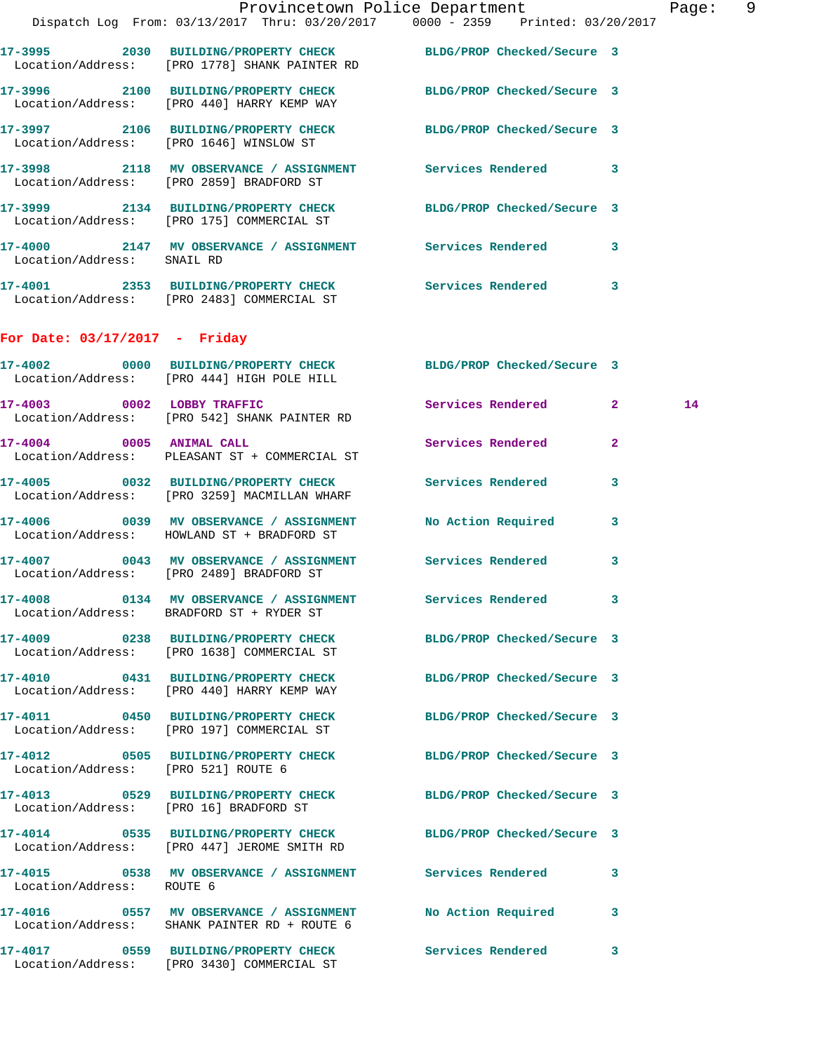17-3995 2030 BUILDING/PROPERTY CHECK BLDG/PROP Checked/Secure 3
Location/Address: [PRO 1778] SHANK PAINTER RD

17-3996 2100 BUILDING/PROPERTY CHECK BLDG/PROP Checked/Secure 3
Location/Address: [PRO 440] HARRY KEMP WAY

17-3997 2106 BUILDING/PROPERTY CHECK BLDG/PROP Checked/Secure 3
Location/Address: [PRO 1646] WINSLOW ST

17-3998 2118 MV OBSERVANCE / ASSIGNMENT Services Rendered 3
Location/Address: [PRO 2859] BRADFORD ST

17-3999 2134 BUILDING/PROPERTY CHECK BLDG/PROP Checked/Secure 3
Location/Address: [PRO 175] COMMERCIAL ST

17-4000 2147 MV OBSERVANCE / ASSIGNMENT Services Rendered 3
Location/Address: SNAIL RD

17-4001 2353 BUILDING/PROPERTY CHECK Services Rendered 3
Location/Address: [PRO 2483] COMMERCIAL ST

## For Date: 03/17/2017 - Friday

17-4002 0000 BUILDING/PROPERTY CHECK BLDG/PROP Checked/Secure 3
Location/Address: [PRO 444] HIGH POLE HILL

17-4003 0002 LOBBY TRAFFIC Services Rendered 2 14
Location/Address: [PRO 542] SHANK PAINTER RD

17-4004 0005 ANIMAL CALL Services Rendered 2
Location/Address: PLEASANT ST + COMMERCIAL ST

17-4005 0032 BUILDING/PROPERTY CHECK Services Rendered 3
Location/Address: [PRO 3259] MACMILLAN WHARF

17-4006 0039 MV OBSERVANCE / ASSIGNMENT No Action Required 3
Location/Address: HOWLAND ST + BRADFORD ST

17-4007 0043 MV OBSERVANCE / ASSIGNMENT Services Rendered 3
Location/Address: [PRO 2489] BRADFORD ST

17-4008 0134 MV OBSERVANCE / ASSIGNMENT Services Rendered 3
Location/Address: BRADFORD ST + RYDER ST

17-4009 0238 BUILDING/PROPERTY CHECK BLDG/PROP Checked/Secure 3
Location/Address: [PRO 1638] COMMERCIAL ST

17-4010 0431 BUILDING/PROPERTY CHECK BLDG/PROP Checked/Secure 3
Location/Address: [PRO 440] HARRY KEMP WAY

17-4011 0450 BUILDING/PROPERTY CHECK BLDG/PROP Checked/Secure 3
Location/Address: [PRO 197] COMMERCIAL ST

17-4012 0505 BUILDING/PROPERTY CHECK BLDG/PROP Checked/Secure 3
Location/Address: [PRO 521] ROUTE 6

17-4013 0529 BUILDING/PROPERTY CHECK BLDG/PROP Checked/Secure 3
Location/Address: [PRO 16] BRADFORD ST

17-4014 0535 BUILDING/PROPERTY CHECK BLDG/PROP Checked/Secure 3
Location/Address: [PRO 447] JEROME SMITH RD

17-4015 0538 MV OBSERVANCE / ASSIGNMENT Services Rendered 3
Location/Address: ROUTE 6

17-4016 0557 MV OBSERVANCE / ASSIGNMENT No Action Required 3
Location/Address: SHANK PAINTER RD + ROUTE 6

17-4017 0559 BUILDING/PROPERTY CHECK Services Rendered 3
Location/Address: [PRO 3430] COMMERCIAL ST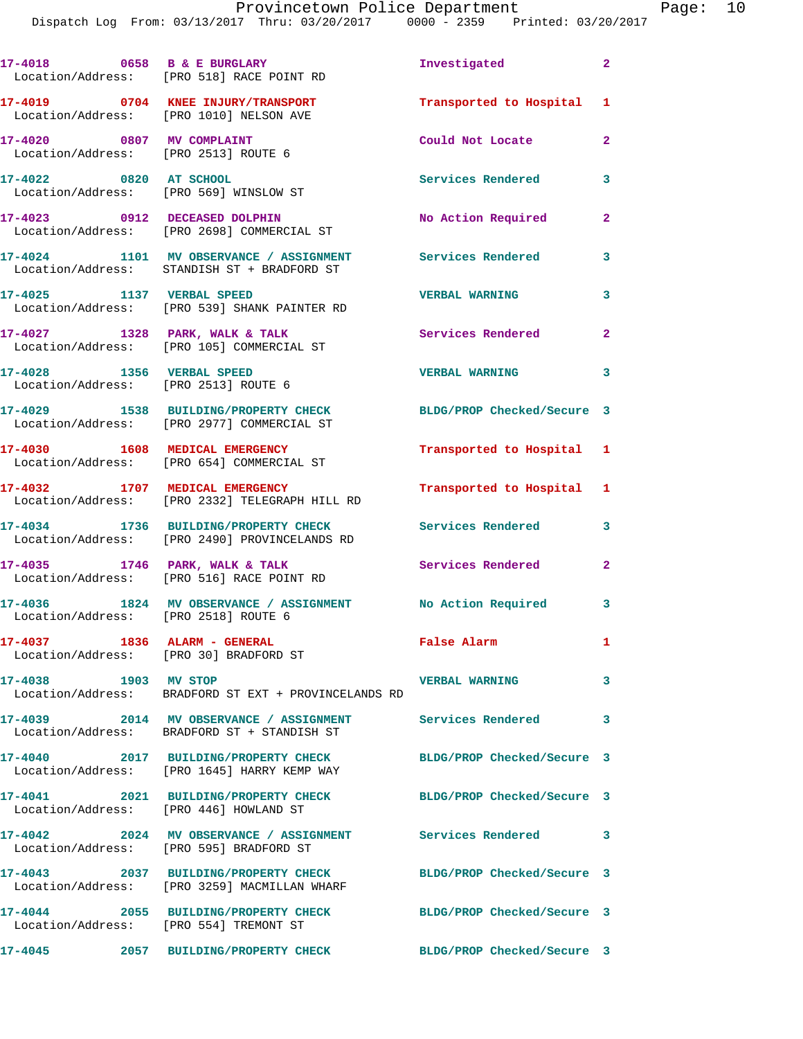17-4018 0658 B & E BURGLARY Investigated 2
Location/Address: [PRO 518] RACE POINT RD

17-4019 0704 KNEE INJURY/TRANSPORT Transported to Hospital 1
Location/Address: [PRO 1010] NELSON AVE

17-4020 0807 MV COMPLAINT Could Not Locate 2
Location/Address: [PRO 2513] ROUTE 6

17-4022 0820 AT SCHOOL Services Rendered 3
Location/Address: [PRO 569] WINSLOW ST

17-4023 0912 DECEASED DOLPHIN No Action Required 2
Location/Address: [PRO 2698] COMMERCIAL ST

17-4024 1101 MV OBSERVANCE / ASSIGNMENT Services Rendered 3
Location/Address: STANDISH ST + BRADFORD ST

17-4025 1137 VERBAL SPEED VERBAL WARNING 3
Location/Address: [PRO 539] SHANK PAINTER RD

17-4027 1328 PARK, WALK & TALK Services Rendered 2
Location/Address: [PRO 105] COMMERCIAL ST

17-4028 1356 VERBAL SPEED VERBAL WARNING 3
Location/Address: [PRO 2513] ROUTE 6

17-4029 1538 BUILDING/PROPERTY CHECK BLDG/PROP Checked/Secure 3
Location/Address: [PRO 2977] COMMERCIAL ST

17-4030 1608 MEDICAL EMERGENCY Transported to Hospital 1
Location/Address: [PRO 654] COMMERCIAL ST

17-4032 1707 MEDICAL EMERGENCY Transported to Hospital 1
Location/Address: [PRO 2332] TELEGRAPH HILL RD

17-4034 1736 BUILDING/PROPERTY CHECK Services Rendered 3
Location/Address: [PRO 2490] PROVINCELANDS RD

17-4035 1746 PARK, WALK & TALK Services Rendered 2
Location/Address: [PRO 516] RACE POINT RD

17-4036 1824 MV OBSERVANCE / ASSIGNMENT No Action Required 3
Location/Address: [PRO 2518] ROUTE 6

17-4037 1836 ALARM - GENERAL False Alarm 1
Location/Address: [PRO 30] BRADFORD ST

17-4038 1903 MV STOP VERBAL WARNING 3
Location/Address: BRADFORD ST EXT + PROVINCELANDS RD

17-4039 2014 MV OBSERVANCE / ASSIGNMENT Services Rendered 3
Location/Address: BRADFORD ST + STANDISH ST

17-4040 2017 BUILDING/PROPERTY CHECK BLDG/PROP Checked/Secure 3
Location/Address: [PRO 1645] HARRY KEMP WAY

17-4041 2021 BUILDING/PROPERTY CHECK BLDG/PROP Checked/Secure 3
Location/Address: [PRO 446] HOWLAND ST

17-4042 2024 MV OBSERVANCE / ASSIGNMENT Services Rendered 3
Location/Address: [PRO 595] BRADFORD ST

17-4043 2037 BUILDING/PROPERTY CHECK BLDG/PROP Checked/Secure 3
Location/Address: [PRO 3259] MACMILLAN WHARF

17-4044 2055 BUILDING/PROPERTY CHECK BLDG/PROP Checked/Secure 3
Location/Address: [PRO 554] TREMONT ST

17-4045 2057 BUILDING/PROPERTY CHECK BLDG/PROP Checked/Secure 3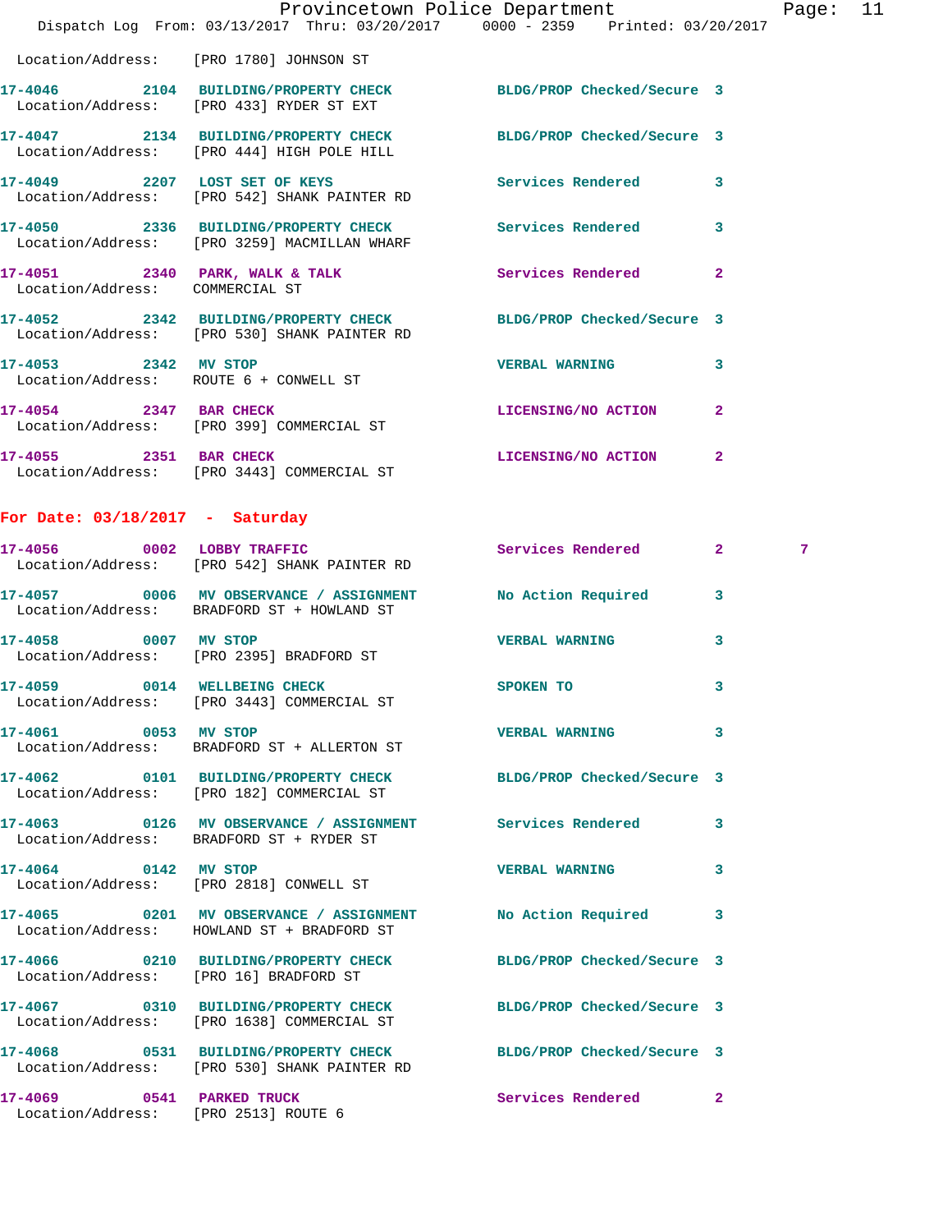Location/Address: [PRO 1780] JOHNSON ST

**17-4046** 2104 **BUILDING/PROPERTY CHECK** BLDG/PROP Checked/Secure 3
Location/Address: [PRO 433] RYDER ST EXT

**17-4047** 2134 **BUILDING/PROPERTY CHECK** BLDG/PROP Checked/Secure 3
Location/Address: [PRO 444] HIGH POLE HILL

**17-4049** 2207 **LOST SET OF KEYS** Services Rendered 3
Location/Address: [PRO 542] SHANK PAINTER RD

**17-4050** 2336 **BUILDING/PROPERTY CHECK** Services Rendered 3
Location/Address: [PRO 3259] MACMILLAN WHARF

**17-4051** 2340 **PARK, WALK & TALK** Services Rendered 2
Location/Address: COMMERCIAL ST

**17-4052** 2342 **BUILDING/PROPERTY CHECK** BLDG/PROP Checked/Secure 3
Location/Address: [PRO 530] SHANK PAINTER RD

**17-4053** 2342 **MV STOP** VERBAL WARNING 3
Location/Address: ROUTE 6 + CONWELL ST

**17-4054** 2347 **BAR CHECK** LICENSING/NO ACTION 2
Location/Address: [PRO 399] COMMERCIAL ST

**17-4055** 2351 **BAR CHECK** LICENSING/NO ACTION 2
Location/Address: [PRO 3443] COMMERCIAL ST

## For Date: 03/18/2017 - Saturday

**17-4056** 0002 **LOBBY TRAFFIC** Services Rendered 2 7
Location/Address: [PRO 542] SHANK PAINTER RD

**17-4057** 0006 **MV OBSERVANCE / ASSIGNMENT** No Action Required 3
Location/Address: BRADFORD ST + HOWLAND ST

**17-4058** 0007 **MV STOP** VERBAL WARNING 3
Location/Address: [PRO 2395] BRADFORD ST

**17-4059** 0014 **WELLBEING CHECK** SPOKEN TO 3
Location/Address: [PRO 3443] COMMERCIAL ST

**17-4061** 0053 **MV STOP** VERBAL WARNING 3
Location/Address: BRADFORD ST + ALLERTON ST

**17-4062** 0101 **BUILDING/PROPERTY CHECK** BLDG/PROP Checked/Secure 3
Location/Address: [PRO 182] COMMERCIAL ST

**17-4063** 0126 **MV OBSERVANCE / ASSIGNMENT** Services Rendered 3
Location/Address: BRADFORD ST + RYDER ST

**17-4064** 0142 **MV STOP** VERBAL WARNING 3
Location/Address: [PRO 2818] CONWELL ST

**17-4065** 0201 **MV OBSERVANCE / ASSIGNMENT** No Action Required 3
Location/Address: HOWLAND ST + BRADFORD ST

**17-4066** 0210 **BUILDING/PROPERTY CHECK** BLDG/PROP Checked/Secure 3
Location/Address: [PRO 16] BRADFORD ST

**17-4067** 0310 **BUILDING/PROPERTY CHECK** BLDG/PROP Checked/Secure 3
Location/Address: [PRO 1638] COMMERCIAL ST

**17-4068** 0531 **BUILDING/PROPERTY CHECK** BLDG/PROP Checked/Secure 3
Location/Address: [PRO 530] SHANK PAINTER RD

**17-4069** 0541 **PARKED TRUCK** Services Rendered 2
Location/Address: [PRO 2513] ROUTE 6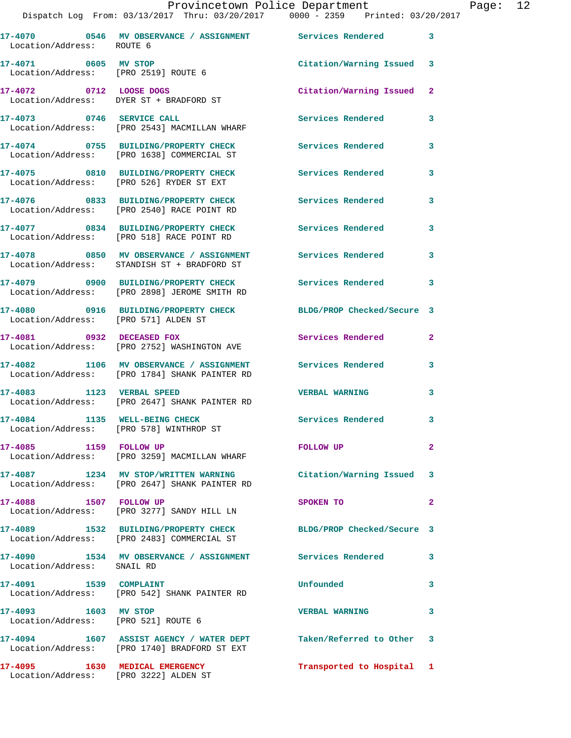17-4070 0546 MV OBSERVANCE / ASSIGNMENT Services Rendered 3
Location/Address: ROUTE 6

17-4071 0605 MV STOP Citation/Warning Issued 3
Location/Address: [PRO 2519] ROUTE 6

17-4072 0712 LOOSE DOGS Citation/Warning Issued 2
Location/Address: DYER ST + BRADFORD ST

17-4073 0746 SERVICE CALL Services Rendered 3
Location/Address: [PRO 2543] MACMILLAN WHARF

17-4074 0755 BUILDING/PROPERTY CHECK Services Rendered 3
Location/Address: [PRO 1638] COMMERCIAL ST

17-4075 0810 BUILDING/PROPERTY CHECK Services Rendered 3
Location/Address: [PRO 526] RYDER ST EXT

17-4076 0833 BUILDING/PROPERTY CHECK Services Rendered 3
Location/Address: [PRO 2540] RACE POINT RD

17-4077 0834 BUILDING/PROPERTY CHECK Services Rendered 3
Location/Address: [PRO 518] RACE POINT RD

17-4078 0850 MV OBSERVANCE / ASSIGNMENT Services Rendered 3
Location/Address: STANDISH ST + BRADFORD ST

17-4079 0900 BUILDING/PROPERTY CHECK Services Rendered 3
Location/Address: [PRO 2898] JEROME SMITH RD

17-4080 0916 BUILDING/PROPERTY CHECK BLDG/PROP Checked/Secure 3
Location/Address: [PRO 571] ALDEN ST

17-4081 0932 DECEASED FOX Services Rendered 2
Location/Address: [PRO 2752] WASHINGTON AVE

17-4082 1106 MV OBSERVANCE / ASSIGNMENT Services Rendered 3
Location/Address: [PRO 1784] SHANK PAINTER RD

17-4083 1123 VERBAL SPEED VERBAL WARNING 3
Location/Address: [PRO 2647] SHANK PAINTER RD

17-4084 1135 WELL-BEING CHECK Services Rendered 3
Location/Address: [PRO 578] WINTHROP ST

17-4085 1159 FOLLOW UP FOLLOW UP 2
Location/Address: [PRO 3259] MACMILLAN WHARF

17-4087 1234 MV STOP/WRITTEN WARNING Citation/Warning Issued 3
Location/Address: [PRO 2647] SHANK PAINTER RD

17-4088 1507 FOLLOW UP SPOKEN TO 2
Location/Address: [PRO 3277] SANDY HILL LN

17-4089 1532 BUILDING/PROPERTY CHECK BLDG/PROP Checked/Secure 3
Location/Address: [PRO 2483] COMMERCIAL ST

17-4090 1534 MV OBSERVANCE / ASSIGNMENT Services Rendered 3
Location/Address: SNAIL RD

17-4091 1539 COMPLAINT Unfounded 3
Location/Address: [PRO 542] SHANK PAINTER RD

17-4093 1603 MV STOP VERBAL WARNING 3
Location/Address: [PRO 521] ROUTE 6

17-4094 1607 ASSIST AGENCY / WATER DEPT Taken/Referred to Other 3
Location/Address: [PRO 1740] BRADFORD ST EXT

17-4095 1630 MEDICAL EMERGENCY Transported to Hospital 1
Location/Address: [PRO 3222] ALDEN ST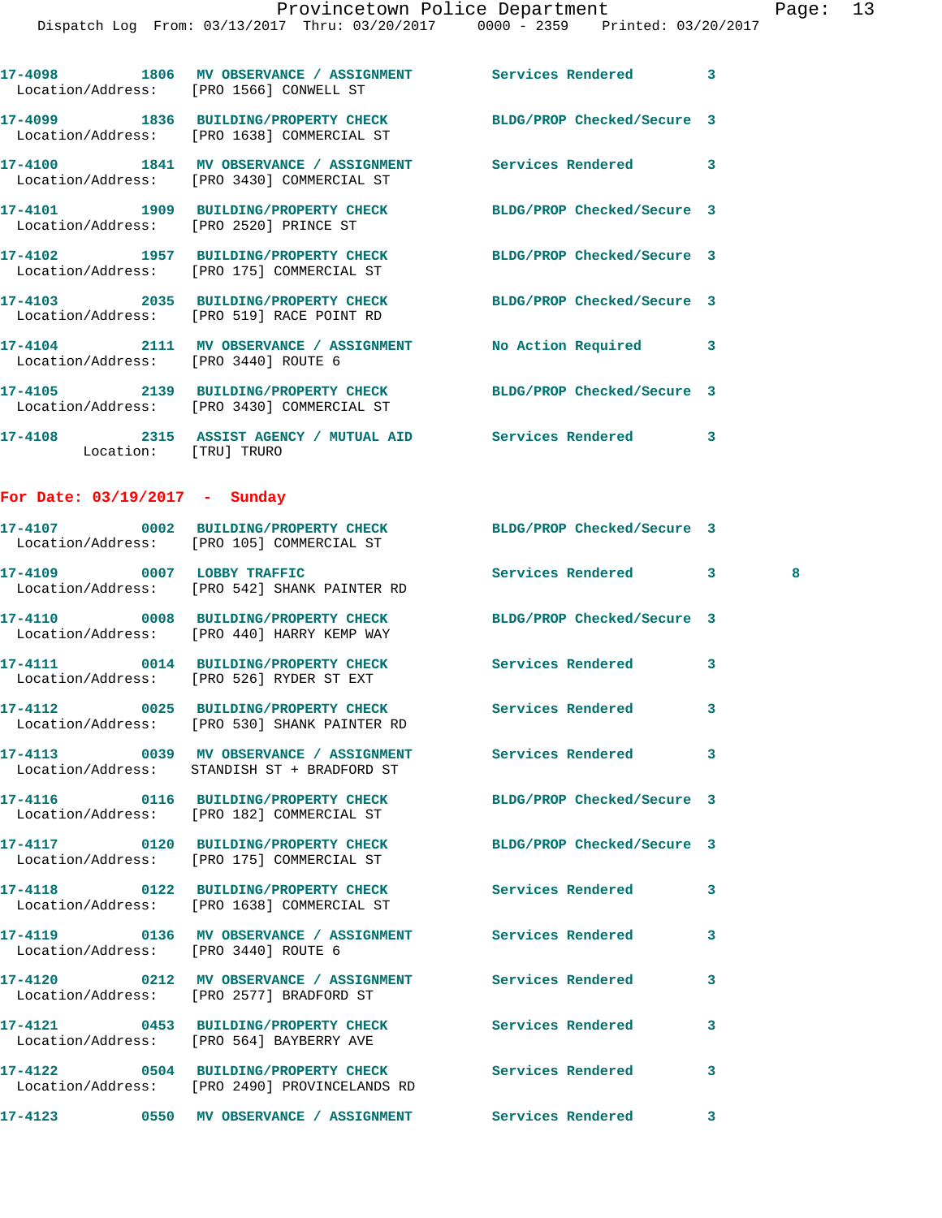17-4098 1806 MV OBSERVANCE / ASSIGNMENT Services Rendered 3
Location/Address: [PRO 1566] CONWELL ST

17-4099 1836 BUILDING/PROPERTY CHECK BLDG/PROP Checked/Secure 3
Location/Address: [PRO 1638] COMMERCIAL ST

17-4100 1841 MV OBSERVANCE / ASSIGNMENT Services Rendered 3
Location/Address: [PRO 3430] COMMERCIAL ST

17-4101 1909 BUILDING/PROPERTY CHECK BLDG/PROP Checked/Secure 3
Location/Address: [PRO 2520] PRINCE ST

17-4102 1957 BUILDING/PROPERTY CHECK BLDG/PROP Checked/Secure 3
Location/Address: [PRO 175] COMMERCIAL ST

17-4103 2035 BUILDING/PROPERTY CHECK BLDG/PROP Checked/Secure 3
Location/Address: [PRO 519] RACE POINT RD

17-4104 2111 MV OBSERVANCE / ASSIGNMENT No Action Required 3
Location/Address: [PRO 3440] ROUTE 6

17-4105 2139 BUILDING/PROPERTY CHECK BLDG/PROP Checked/Secure 3
Location/Address: [PRO 3430] COMMERCIAL ST

17-4108 2315 ASSIST AGENCY / MUTUAL AID Services Rendered 3
Location: [TRU] TRURO

**For Date: 03/19/2017 - Sunday**

17-4107 0002 BUILDING/PROPERTY CHECK BLDG/PROP Checked/Secure 3
Location/Address: [PRO 105] COMMERCIAL ST

17-4109 0007 LOBBY TRAFFIC Services Rendered 3 8
Location/Address: [PRO 542] SHANK PAINTER RD

17-4110 0008 BUILDING/PROPERTY CHECK BLDG/PROP Checked/Secure 3
Location/Address: [PRO 440] HARRY KEMP WAY

17-4111 0014 BUILDING/PROPERTY CHECK Services Rendered 3
Location/Address: [PRO 526] RYDER ST EXT

17-4112 0025 BUILDING/PROPERTY CHECK Services Rendered 3
Location/Address: [PRO 530] SHANK PAINTER RD

17-4113 0039 MV OBSERVANCE / ASSIGNMENT Services Rendered 3
Location/Address: STANDISH ST + BRADFORD ST

17-4116 0116 BUILDING/PROPERTY CHECK BLDG/PROP Checked/Secure 3
Location/Address: [PRO 182] COMMERCIAL ST

17-4117 0120 BUILDING/PROPERTY CHECK BLDG/PROP Checked/Secure 3
Location/Address: [PRO 175] COMMERCIAL ST

17-4118 0122 BUILDING/PROPERTY CHECK Services Rendered 3
Location/Address: [PRO 1638] COMMERCIAL ST

17-4119 0136 MV OBSERVANCE / ASSIGNMENT Services Rendered 3
Location/Address: [PRO 3440] ROUTE 6

17-4120 0212 MV OBSERVANCE / ASSIGNMENT Services Rendered 3
Location/Address: [PRO 2577] BRADFORD ST

17-4121 0453 BUILDING/PROPERTY CHECK Services Rendered 3
Location/Address: [PRO 564] BAYBERRY AVE

17-4122 0504 BUILDING/PROPERTY CHECK Services Rendered 3
Location/Address: [PRO 2490] PROVINCELANDS RD

17-4123 0550 MV OBSERVANCE / ASSIGNMENT Services Rendered 3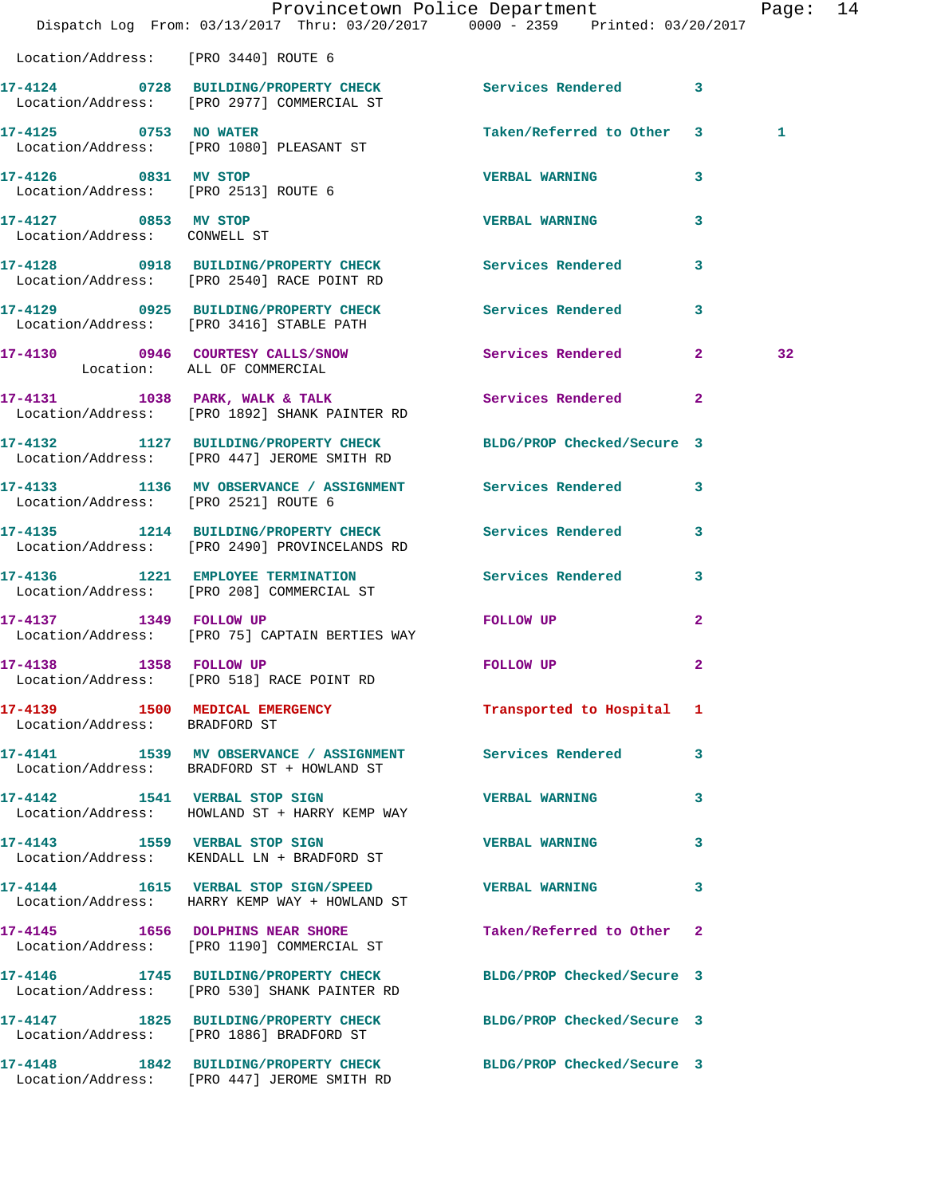Location/Address: [PRO 3440] ROUTE 6

17-4124 0728 BUILDING/PROPERTY CHECK Services Rendered 3
Location/Address: [PRO 2977] COMMERCIAL ST

17-4125 0753 NO WATER Taken/Referred to Other 3 1
Location/Address: [PRO 1080] PLEASANT ST

17-4126 0831 MV STOP VERBAL WARNING 3
Location/Address: [PRO 2513] ROUTE 6

17-4127 0853 MV STOP VERBAL WARNING 3
Location/Address: CONWELL ST

17-4128 0918 BUILDING/PROPERTY CHECK Services Rendered 3
Location/Address: [PRO 2540] RACE POINT RD

17-4129 0925 BUILDING/PROPERTY CHECK Services Rendered 3
Location/Address: [PRO 3416] STABLE PATH

17-4130 0946 COURTESY CALLS/SNOW Services Rendered 2 32
Location: ALL OF COMMERCIAL

17-4131 1038 PARK, WALK & TALK Services Rendered 2
Location/Address: [PRO 1892] SHANK PAINTER RD

17-4132 1127 BUILDING/PROPERTY CHECK BLDG/PROP Checked/Secure 3
Location/Address: [PRO 447] JEROME SMITH RD

17-4133 1136 MV OBSERVANCE / ASSIGNMENT Services Rendered 3
Location/Address: [PRO 2521] ROUTE 6

17-4135 1214 BUILDING/PROPERTY CHECK Services Rendered 3
Location/Address: [PRO 2490] PROVINCELANDS RD

17-4136 1221 EMPLOYEE TERMINATION Services Rendered 3
Location/Address: [PRO 208] COMMERCIAL ST

17-4137 1349 FOLLOW UP FOLLOW UP 2
Location/Address: [PRO 75] CAPTAIN BERTIES WAY

17-4138 1358 FOLLOW UP FOLLOW UP 2
Location/Address: [PRO 518] RACE POINT RD

17-4139 1500 MEDICAL EMERGENCY Transported to Hospital 1
Location/Address: BRADFORD ST

17-4141 1539 MV OBSERVANCE / ASSIGNMENT Services Rendered 3
Location/Address: BRADFORD ST + HOWLAND ST

17-4142 1541 VERBAL STOP SIGN VERBAL WARNING 3
Location/Address: HOWLAND ST + HARRY KEMP WAY

17-4143 1559 VERBAL STOP SIGN VERBAL WARNING 3
Location/Address: KENDALL LN + BRADFORD ST

17-4144 1615 VERBAL STOP SIGN/SPEED VERBAL WARNING 3
Location/Address: HARRY KEMP WAY + HOWLAND ST

17-4145 1656 DOLPHINS NEAR SHORE Taken/Referred to Other 2
Location/Address: [PRO 1190] COMMERCIAL ST

17-4146 1745 BUILDING/PROPERTY CHECK BLDG/PROP Checked/Secure 3
Location/Address: [PRO 530] SHANK PAINTER RD

17-4147 1825 BUILDING/PROPERTY CHECK BLDG/PROP Checked/Secure 3
Location/Address: [PRO 1886] BRADFORD ST

17-4148 1842 BUILDING/PROPERTY CHECK BLDG/PROP Checked/Secure 3
Location/Address: [PRO 447] JEROME SMITH RD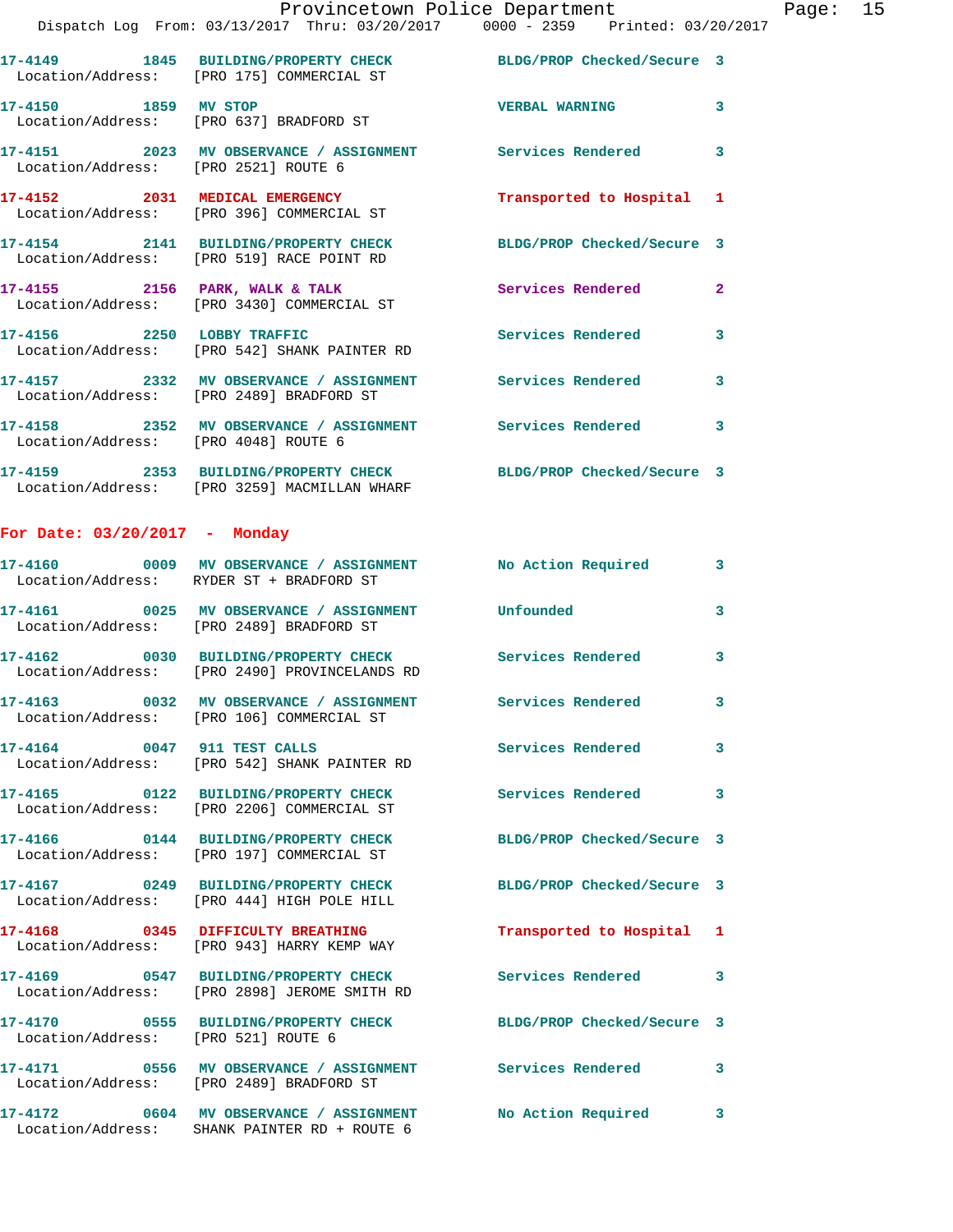17-4149 1845 BUILDING/PROPERTY CHECK BLDG/PROP Checked/Secure 3
Location/Address: [PRO 175] COMMERCIAL ST

17-4150 1859 MV STOP VERBAL WARNING 3
Location/Address: [PRO 637] BRADFORD ST

17-4151 2023 MV OBSERVANCE / ASSIGNMENT Services Rendered 3
Location/Address: [PRO 2521] ROUTE 6

17-4152 2031 MEDICAL EMERGENCY Transported to Hospital 1
Location/Address: [PRO 396] COMMERCIAL ST

17-4154 2141 BUILDING/PROPERTY CHECK BLDG/PROP Checked/Secure 3
Location/Address: [PRO 519] RACE POINT RD

17-4155 2156 PARK, WALK & TALK Services Rendered 2
Location/Address: [PRO 3430] COMMERCIAL ST

17-4156 2250 LOBBY TRAFFIC Services Rendered 3
Location/Address: [PRO 542] SHANK PAINTER RD

17-4157 2332 MV OBSERVANCE / ASSIGNMENT Services Rendered 3
Location/Address: [PRO 2489] BRADFORD ST

17-4158 2352 MV OBSERVANCE / ASSIGNMENT Services Rendered 3
Location/Address: [PRO 4048] ROUTE 6

17-4159 2353 BUILDING/PROPERTY CHECK BLDG/PROP Checked/Secure 3
Location/Address: [PRO 3259] MACMILLAN WHARF

## For Date: 03/20/2017 - Monday

17-4160 0009 MV OBSERVANCE / ASSIGNMENT No Action Required 3
Location/Address: RYDER ST + BRADFORD ST

17-4161 0025 MV OBSERVANCE / ASSIGNMENT Unfounded 3
Location/Address: [PRO 2489] BRADFORD ST

17-4162 0030 BUILDING/PROPERTY CHECK Services Rendered 3
Location/Address: [PRO 2490] PROVINCELANDS RD

17-4163 0032 MV OBSERVANCE / ASSIGNMENT Services Rendered 3
Location/Address: [PRO 106] COMMERCIAL ST

17-4164 0047 911 TEST CALLS Services Rendered 3
Location/Address: [PRO 542] SHANK PAINTER RD

17-4165 0122 BUILDING/PROPERTY CHECK Services Rendered 3
Location/Address: [PRO 2206] COMMERCIAL ST

17-4166 0144 BUILDING/PROPERTY CHECK BLDG/PROP Checked/Secure 3
Location/Address: [PRO 197] COMMERCIAL ST

17-4167 0249 BUILDING/PROPERTY CHECK BLDG/PROP Checked/Secure 3
Location/Address: [PRO 444] HIGH POLE HILL

17-4168 0345 DIFFICULTY BREATHING Transported to Hospital 1
Location/Address: [PRO 943] HARRY KEMP WAY

17-4169 0547 BUILDING/PROPERTY CHECK Services Rendered 3
Location/Address: [PRO 2898] JEROME SMITH RD

17-4170 0555 BUILDING/PROPERTY CHECK BLDG/PROP Checked/Secure 3
Location/Address: [PRO 521] ROUTE 6

17-4171 0556 MV OBSERVANCE / ASSIGNMENT Services Rendered 3
Location/Address: [PRO 2489] BRADFORD ST

17-4172 0604 MV OBSERVANCE / ASSIGNMENT No Action Required 3
Location/Address: SHANK PAINTER RD + ROUTE 6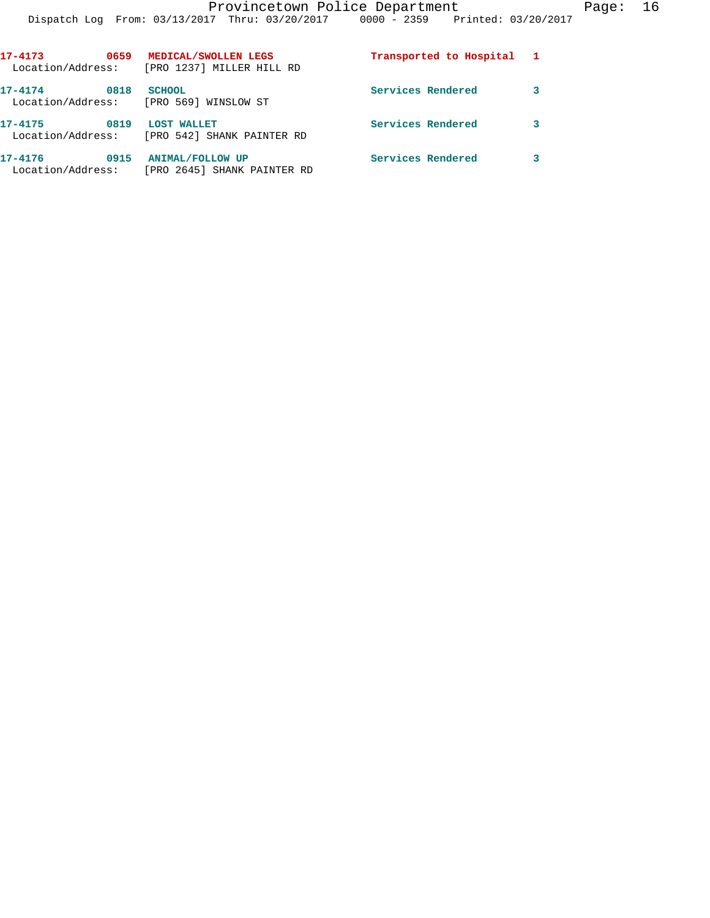**17-4173 0659 MEDICAL/SWOLLEN LEGS** Transported to Hospital 1
Location/Address: [PRO 1237] MILLER HILL RD

**17-4174 0818 SCHOOL** Services Rendered 3
Location/Address: [PRO 569] WINSLOW ST

**17-4175 0819 LOST WALLET** Services Rendered 3
Location/Address: [PRO 542] SHANK PAINTER RD

**17-4176 0915 ANIMAL/FOLLOW UP** Services Rendered 3
Location/Address: [PRO 2645] SHANK PAINTER RD